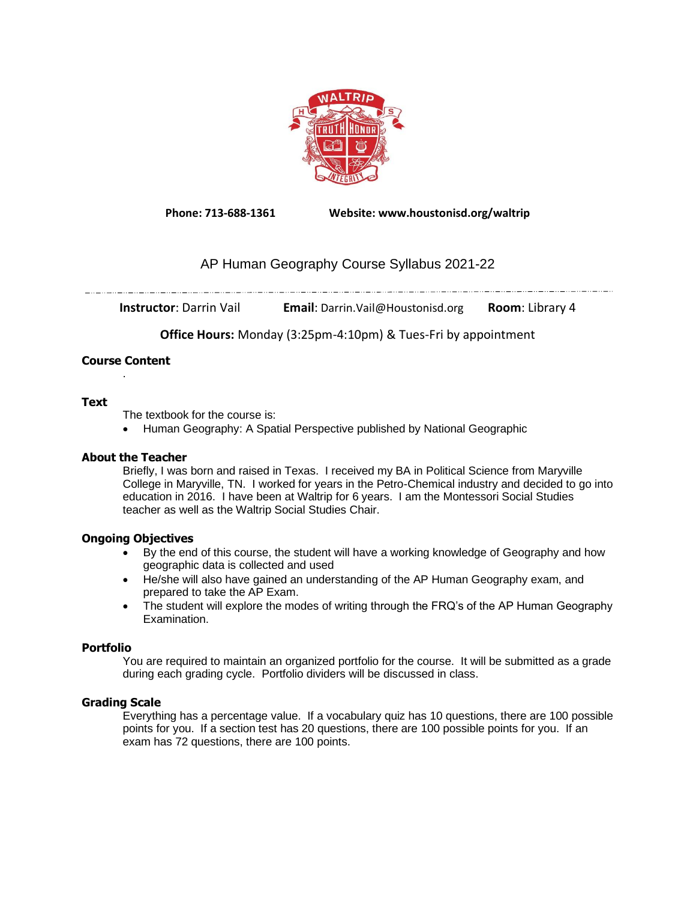**Phone: 713-688-1361** **Website: www.houstonisd.org/waltrip**

# AP Human Geography Course Syllabus 2021-22

**Instructor**: Darrin Vail **Email**: Darrin.Vail@Houstonisd.org **Room**: Library 4

**Office Hours:** Monday (3:25pm-4:10pm) & Tues-Fri by appointment

## Course Content

.

## Text

The textbook for the course is:

- Human Geography: A Spatial Perspective published by National Geographic

## About the Teacher

Briefly, I was born and raised in Texas. I received my BA in Political Science from Maryville College in Maryville, TN. I worked for years in the Petro-Chemical industry and decided to go into education in 2016. I have been at Waltrip for 6 years. I am the Montessori Social Studies teacher as well as the Waltrip Social Studies Chair.

## Ongoing Objectives

- By the end of this course, the student will have a working knowledge of Geography and how geographic data is collected and used
- He/she will also have gained an understanding of the AP Human Geography exam, and prepared to take the AP Exam.
- The student will explore the modes of writing through the FRQ's of the AP Human Geography Examination.

## Portfolio

You are required to maintain an organized portfolio for the course. It will be submitted as a grade during each grading cycle. Portfolio dividers will be discussed in class.

## Grading Scale

Everything has a percentage value. If a vocabulary quiz has 10 questions, there are 100 possible points for you. If a section test has 20 questions, there are 100 possible points for you. If an exam has 72 questions, there are 100 points.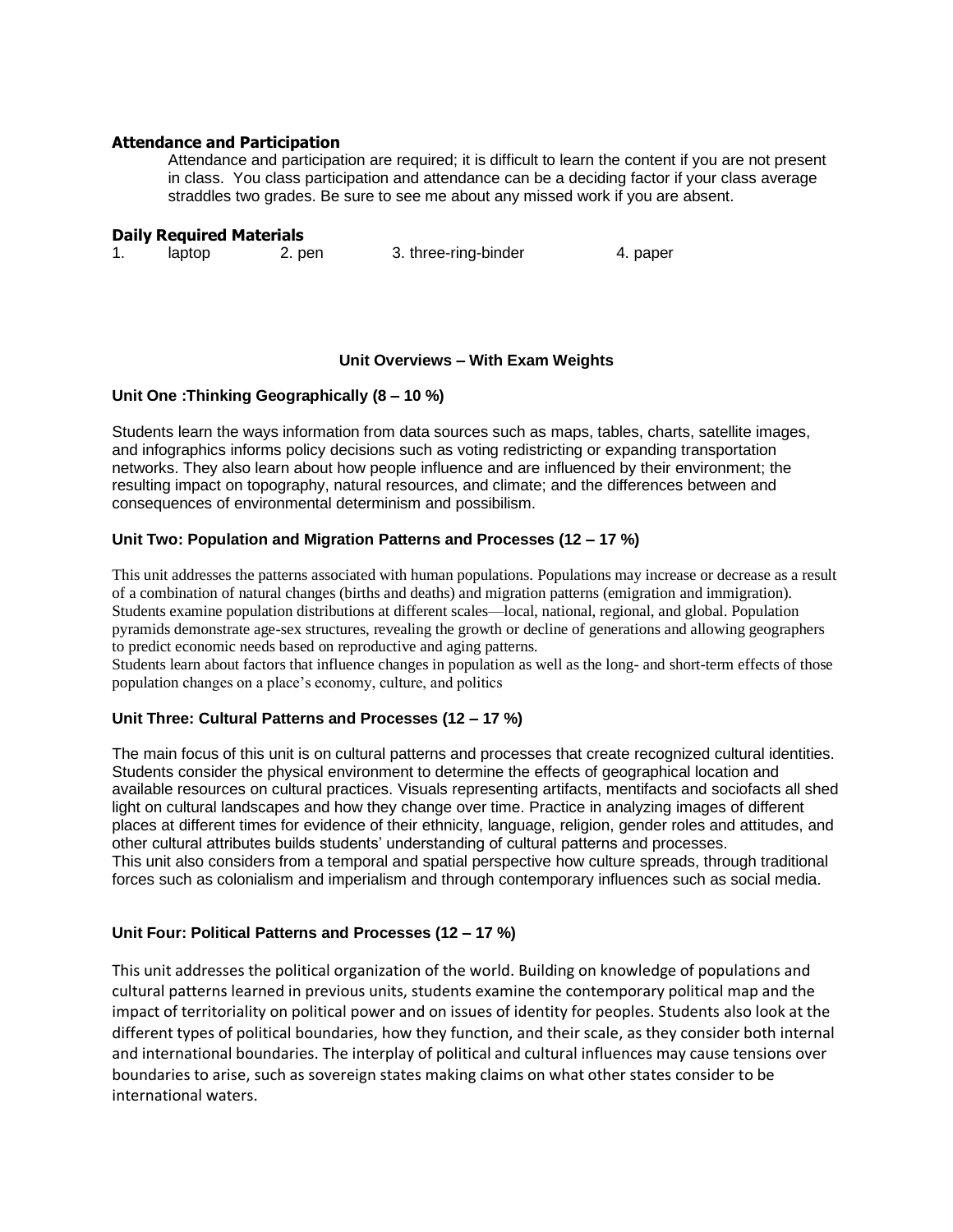**Attendance and Participation**

Attendance and participation are required; it is difficult to learn the content if you are not present in class. You class participation and attendance can be a deciding factor if your class average straddles two grades. Be sure to see me about any missed work if you are absent.

**Daily Required Materials**

1. laptop 2. pen 3. three-ring-binder 4. paper

**Unit Overviews – With Exam Weights**

**Unit One :Thinking Geographically (8 – 10 %)**

Students learn the ways information from data sources such as maps, tables, charts, satellite images, and infographics informs policy decisions such as voting redistricting or expanding transportation networks. They also learn about how people influence and are influenced by their environment; the resulting impact on topography, natural resources, and climate; and the differences between and consequences of environmental determinism and possibilism.

**Unit Two: Population and Migration Patterns and Processes (12 – 17 %)**

This unit addresses the patterns associated with human populations. Populations may increase or decrease as a result of a combination of natural changes (births and deaths) and migration patterns (emigration and immigration). Students examine population distributions at different scales—local, national, regional, and global. Population pyramids demonstrate age-sex structures, revealing the growth or decline of generations and allowing geographers to predict economic needs based on reproductive and aging patterns.
Students learn about factors that influence changes in population as well as the long- and short-term effects of those population changes on a place's economy, culture, and politics

**Unit Three: Cultural Patterns and Processes (12 – 17 %)**

The main focus of this unit is on cultural patterns and processes that create recognized cultural identities. Students consider the physical environment to determine the effects of geographical location and available resources on cultural practices. Visuals representing artifacts, mentifacts and sociofacts all shed light on cultural landscapes and how they change over time. Practice in analyzing images of different places at different times for evidence of their ethnicity, language, religion, gender roles and attitudes, and other cultural attributes builds students' understanding of cultural patterns and processes.
This unit also considers from a temporal and spatial perspective how culture spreads, through traditional forces such as colonialism and imperialism and through contemporary influences such as social media.

**Unit Four: Political Patterns and Processes (12 – 17 %)**

This unit addresses the political organization of the world. Building on knowledge of populations and cultural patterns learned in previous units, students examine the contemporary political map and the impact of territoriality on political power and on issues of identity for peoples. Students also look at the different types of political boundaries, how they function, and their scale, as they consider both internal and international boundaries. The interplay of political and cultural influences may cause tensions over boundaries to arise, such as sovereign states making claims on what other states consider to be international waters.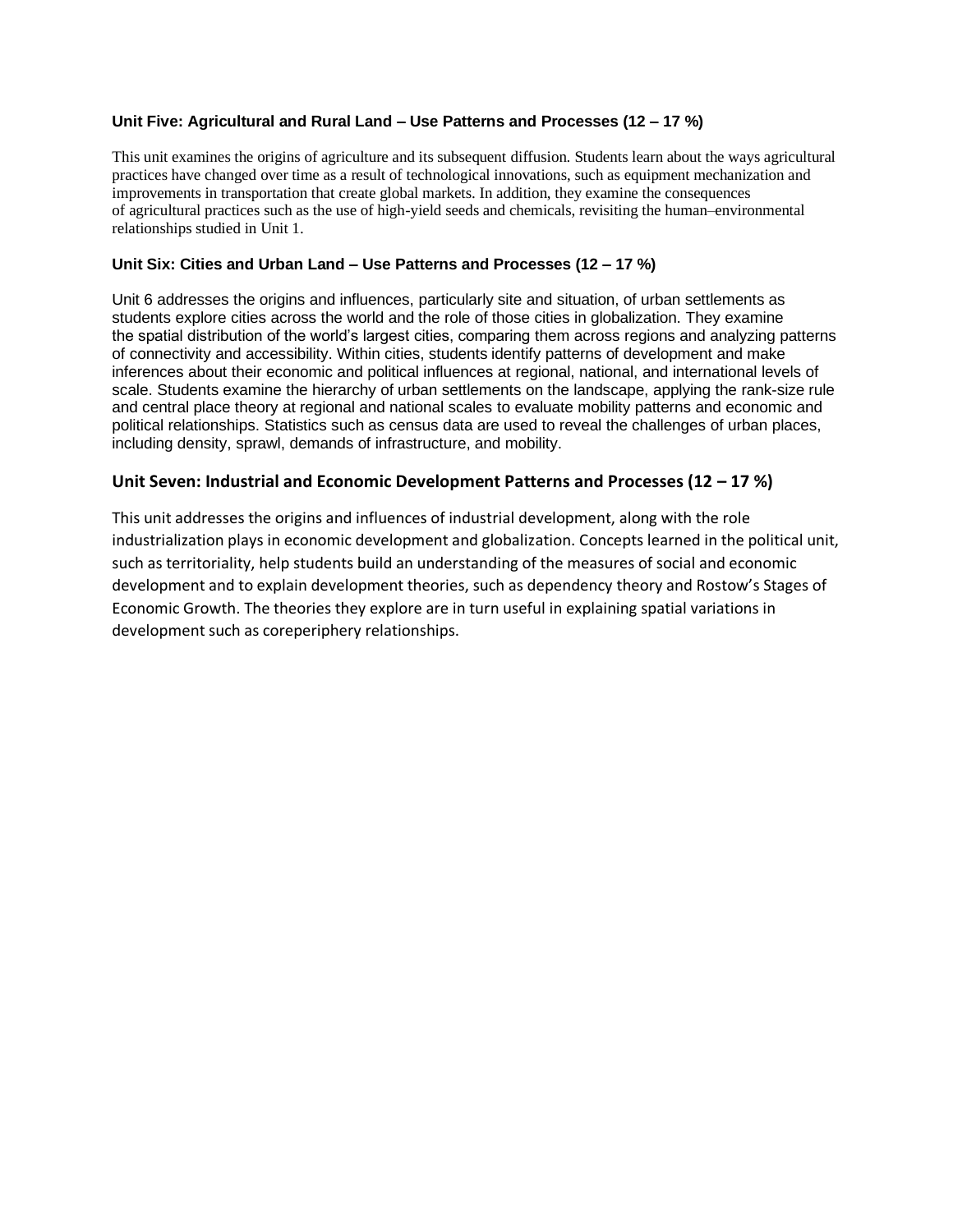### Unit Five: Agricultural and Rural Land – Use Patterns and Processes (12 – 17 %)

This unit examines the origins of agriculture and its subsequent diffusion. Students learn about the ways agricultural practices have changed over time as a result of technological innovations, such as equipment mechanization and improvements in transportation that create global markets. In addition, they examine the consequences of agricultural practices such as the use of high-yield seeds and chemicals, revisiting the human–environmental relationships studied in Unit 1.

### Unit Six: Cities and Urban Land – Use Patterns and Processes (12 – 17 %)

Unit 6 addresses the origins and influences, particularly site and situation, of urban settlements as students explore cities across the world and the role of those cities in globalization. They examine the spatial distribution of the world's largest cities, comparing them across regions and analyzing patterns of connectivity and accessibility. Within cities, students identify patterns of development and make inferences about their economic and political influences at regional, national, and international levels of scale. Students examine the hierarchy of urban settlements on the landscape, applying the rank-size rule and central place theory at regional and national scales to evaluate mobility patterns and economic and political relationships. Statistics such as census data are used to reveal the challenges of urban places, including density, sprawl, demands of infrastructure, and mobility.

### Unit Seven: Industrial and Economic Development Patterns and Processes (12 – 17 %)

This unit addresses the origins and influences of industrial development, along with the role industrialization plays in economic development and globalization. Concepts learned in the political unit, such as territoriality, help students build an understanding of the measures of social and economic development and to explain development theories, such as dependency theory and Rostow's Stages of Economic Growth. The theories they explore are in turn useful in explaining spatial variations in development such as coreperiphery relationships.